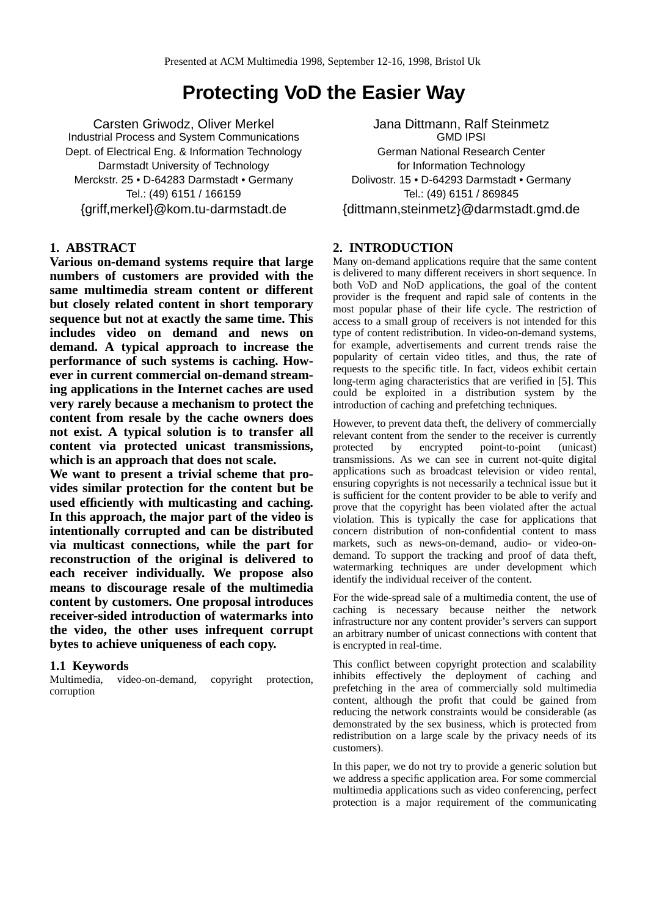Presented at ACM Multimedia 1998, September 12-16, 1998, Bristol Uk

# Protecting VoD the Easier Way

Carsten Griwodz, Oliver Merkel
Industrial Process and System Communications
Dept. of Electrical Eng. & Information Technology
Darmstadt University of Technology
Merckstr. 25 • D-64283 Darmstadt • Germany
Tel.: (49) 6151 / 166159
{griff,merkel}@kom.tu-darmstadt.de

Jana Dittmann, Ralf Steinmetz
GMD IPSI
German National Research Center
for Information Technology
Dolivostr. 15 • D-64293 Darmstadt • Germany
Tel.: (49) 6151 / 869845
{dittmann,steinmetz}@darmstadt.gmd.de

## 1. ABSTRACT

**Various on-demand systems require that large numbers of customers are provided with the same multimedia stream content or different but closely related content in short temporary sequence but not at exactly the same time. This includes video on demand and news on demand. A typical approach to increase the performance of such systems is caching. However in current commercial on-demand streaming applications in the Internet caches are used very rarely because a mechanism to protect the content from resale by the cache owners does not exist. A typical solution is to transfer all content via protected unicast transmissions, which is an approach that does not scale.**

**We want to present a trivial scheme that provides similar protection for the content but be used efficiently with multicasting and caching. In this approach, the major part of the video is intentionally corrupted and can be distributed via multicast connections, while the part for reconstruction of the original is delivered to each receiver individually. We propose also means to discourage resale of the multimedia content by customers. One proposal introduces receiver-sided introduction of watermarks into the video, the other uses infrequent corrupt bytes to achieve uniqueness of each copy.**

### 1.1 Keywords

Multimedia, video-on-demand, copyright protection, corruption

## 2. INTRODUCTION

Many on-demand applications require that the same content is delivered to many different receivers in short sequence. In both VoD and NoD applications, the goal of the content provider is the frequent and rapid sale of contents in the most popular phase of their life cycle. The restriction of access to a small group of receivers is not intended for this type of content redistribution. In video-on-demand systems, for example, advertisements and current trends raise the popularity of certain video titles, and thus, the rate of requests to the specific title. In fact, videos exhibit certain long-term aging characteristics that are verified in [5]. This could be exploited in a distribution system by the introduction of caching and prefetching techniques.

However, to prevent data theft, the delivery of commercially relevant content from the sender to the receiver is currently protected by encrypted point-to-point (unicast) transmissions. As we can see in current not-quite digital applications such as broadcast television or video rental, ensuring copyrights is not necessarily a technical issue but it is sufficient for the content provider to be able to verify and prove that the copyright has been violated after the actual violation. This is typically the case for applications that concern distribution of non-confidential content to mass markets, such as news-on-demand, audio- or video-on-demand. To support the tracking and proof of data theft, watermarking techniques are under development which identify the individual receiver of the content.

For the wide-spread sale of a multimedia content, the use of caching is necessary because neither the network infrastructure nor any content provider's servers can support an arbitrary number of unicast connections with content that is encrypted in real-time.

This conflict between copyright protection and scalability inhibits effectively the deployment of caching and prefetching in the area of commercially sold multimedia content, although the profit that could be gained from reducing the network constraints would be considerable (as demonstrated by the sex business, which is protected from redistribution on a large scale by the privacy needs of its customers).

In this paper, we do not try to provide a generic solution but we address a specific application area. For some commercial multimedia applications such as video conferencing, perfect protection is a major requirement of the communicating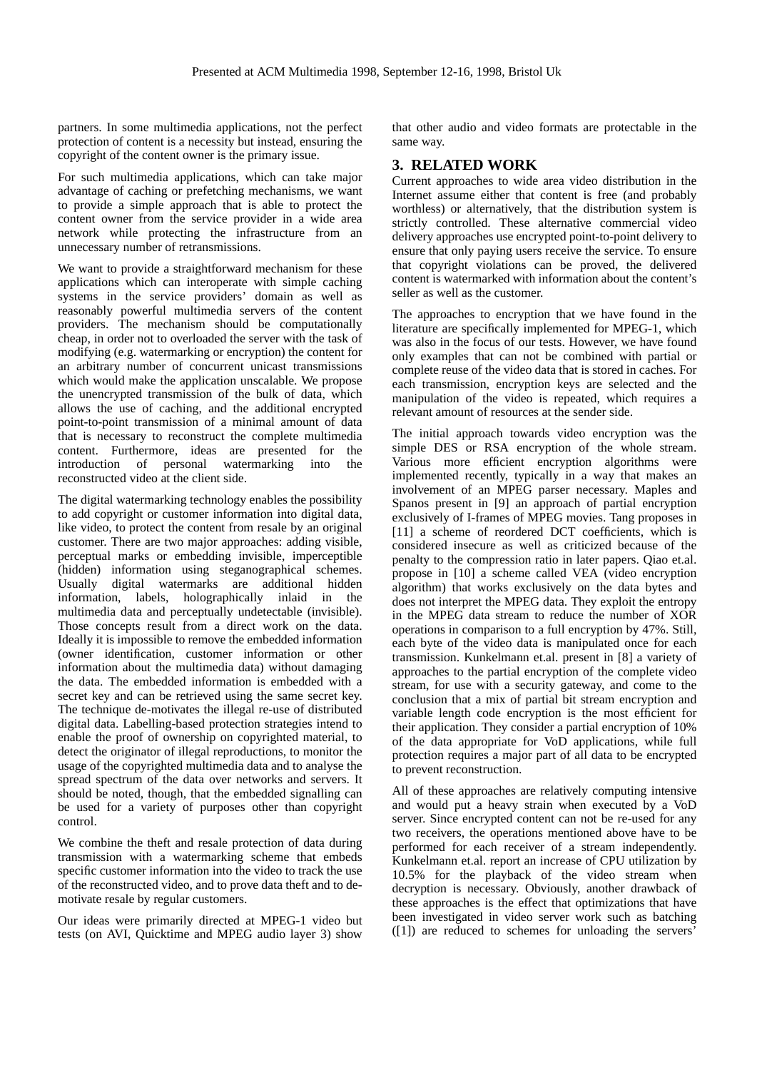partners. In some multimedia applications, not the perfect protection of content is a necessity but instead, ensuring the copyright of the content owner is the primary issue.

For such multimedia applications, which can take major advantage of caching or prefetching mechanisms, we want to provide a simple approach that is able to protect the content owner from the service provider in a wide area network while protecting the infrastructure from an unnecessary number of retransmissions.

We want to provide a straightforward mechanism for these applications which can interoperate with simple caching systems in the service providers' domain as well as reasonably powerful multimedia servers of the content providers. The mechanism should be computationally cheap, in order not to overloaded the server with the task of modifying (e.g. watermarking or encryption) the content for an arbitrary number of concurrent unicast transmissions which would make the application unscalable. We propose the unencrypted transmission of the bulk of data, which allows the use of caching, and the additional encrypted point-to-point transmission of a minimal amount of data that is necessary to reconstruct the complete multimedia content. Furthermore, ideas are presented for the introduction of personal watermarking into the reconstructed video at the client side.

The digital watermarking technology enables the possibility to add copyright or customer information into digital data, like video, to protect the content from resale by an original customer. There are two major approaches: adding visible, perceptual marks or embedding invisible, imperceptible (hidden) information using steganographical schemes. Usually digital watermarks are additional hidden information, labels, holographically inlaid in the multimedia data and perceptually undetectable (invisible). Those concepts result from a direct work on the data. Ideally it is impossible to remove the embedded information (owner identification, customer information or other information about the multimedia data) without damaging the data. The embedded information is embedded with a secret key and can be retrieved using the same secret key. The technique de-motivates the illegal re-use of distributed digital data. Labelling-based protection strategies intend to enable the proof of ownership on copyrighted material, to detect the originator of illegal reproductions, to monitor the usage of the copyrighted multimedia data and to analyse the spread spectrum of the data over networks and servers. It should be noted, though, that the embedded signalling can be used for a variety of purposes other than copyright control.

We combine the theft and resale protection of data during transmission with a watermarking scheme that embeds specific customer information into the video to track the use of the reconstructed video, and to prove data theft and to de-motivate resale by regular customers.

Our ideas were primarily directed at MPEG-1 video but tests (on AVI, Quicktime and MPEG audio layer 3) show that other audio and video formats are protectable in the same way.

## 3. RELATED WORK

Current approaches to wide area video distribution in the Internet assume either that content is free (and probably worthless) or alternatively, that the distribution system is strictly controlled. These alternative commercial video delivery approaches use encrypted point-to-point delivery to ensure that only paying users receive the service. To ensure that copyright violations can be proved, the delivered content is watermarked with information about the content's seller as well as the customer.

The approaches to encryption that we have found in the literature are specifically implemented for MPEG-1, which was also in the focus of our tests. However, we have found only examples that can not be combined with partial or complete reuse of the video data that is stored in caches. For each transmission, encryption keys are selected and the manipulation of the video is repeated, which requires a relevant amount of resources at the sender side.

The initial approach towards video encryption was the simple DES or RSA encryption of the whole stream. Various more efficient encryption algorithms were implemented recently, typically in a way that makes an involvement of an MPEG parser necessary. Maples and Spanos present in [9] an approach of partial encryption exclusively of I-frames of MPEG movies. Tang proposes in [11] a scheme of reordered DCT coefficients, which is considered insecure as well as criticized because of the penalty to the compression ratio in later papers. Qiao et.al. propose in [10] a scheme called VEA (video encryption algorithm) that works exclusively on the data bytes and does not interpret the MPEG data. They exploit the entropy in the MPEG data stream to reduce the number of XOR operations in comparison to a full encryption by 47%. Still, each byte of the video data is manipulated once for each transmission. Kunkelmann et.al. present in [8] a variety of approaches to the partial encryption of the complete video stream, for use with a security gateway, and come to the conclusion that a mix of partial bit stream encryption and variable length code encryption is the most efficient for their application. They consider a partial encryption of 10% of the data appropriate for VoD applications, while full protection requires a major part of all data to be encrypted to prevent reconstruction.

All of these approaches are relatively computing intensive and would put a heavy strain when executed by a VoD server. Since encrypted content can not be re-used for any two receivers, the operations mentioned above have to be performed for each receiver of a stream independently. Kunkelmann et.al. report an increase of CPU utilization by 10.5% for the playback of the video stream when decryption is necessary. Obviously, another drawback of these approaches is the effect that optimizations that have been investigated in video server work such as batching ([1]) are reduced to schemes for unloading the servers'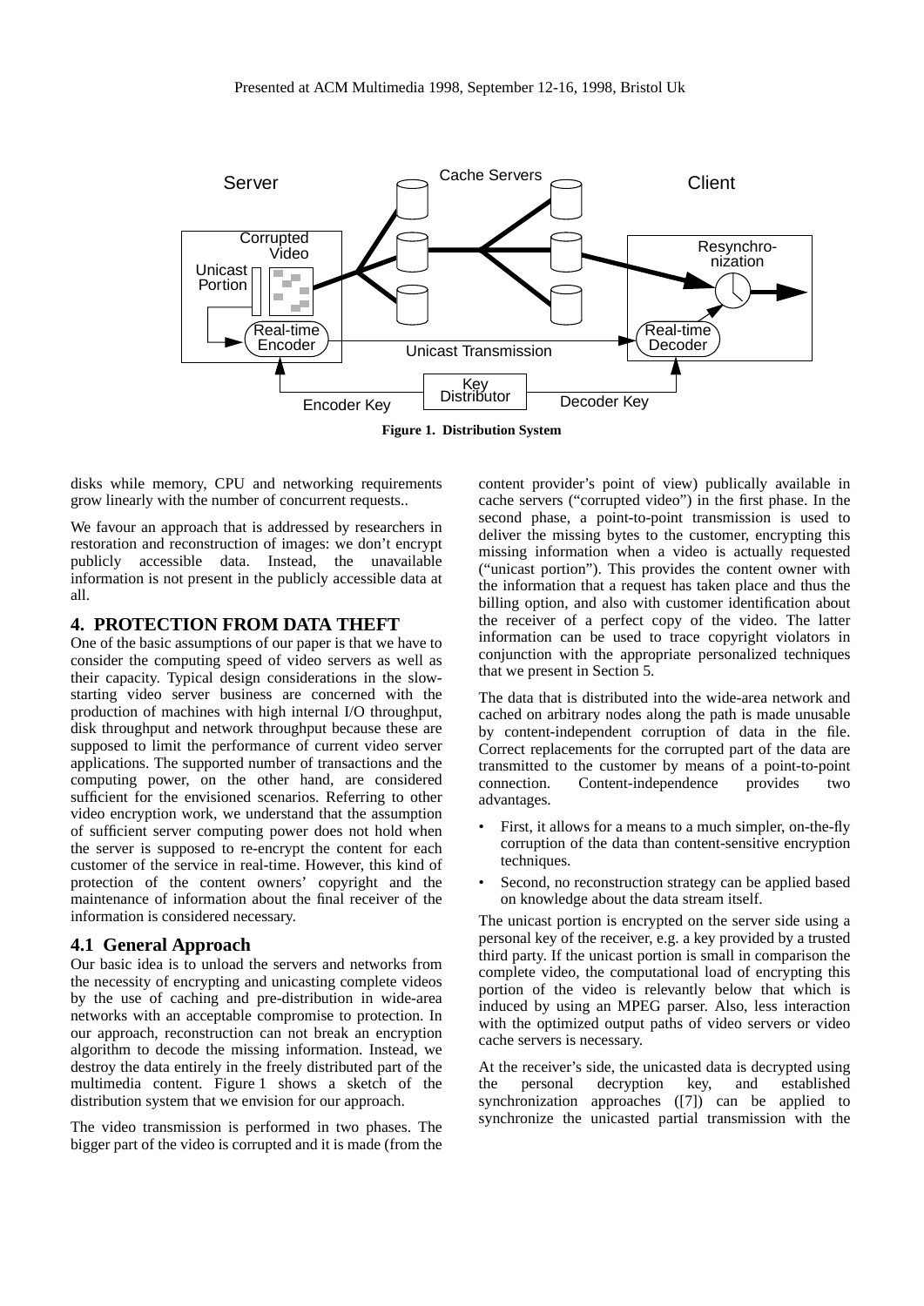Figure 1. Distribution System

disks while memory, CPU and networking requirements grow linearly with the number of concurrent requests..

We favour an approach that is addressed by researchers in restoration and reconstruction of images: we don't encrypt publicly accessible data. Instead, the unavailable information is not present in the publicly accessible data at all.

## 4. PROTECTION FROM DATA THEFT

One of the basic assumptions of our paper is that we have to consider the computing speed of video servers as well as their capacity. Typical design considerations in the slow-starting video server business are concerned with the production of machines with high internal I/O throughput, disk throughput and network throughput because these are supposed to limit the performance of current video server applications. The supported number of transactions and the computing power, on the other hand, are considered sufficient for the envisioned scenarios. Referring to other video encryption work, we understand that the assumption of sufficient server computing power does not hold when the server is supposed to re-encrypt the content for each customer of the service in real-time. However, this kind of protection of the content owners' copyright and the maintenance of information about the final receiver of the information is considered necessary.

### 4.1 General Approach

Our basic idea is to unload the servers and networks from the necessity of encrypting and unicasting complete videos by the use of caching and pre-distribution in wide-area networks with an acceptable compromise to protection. In our approach, reconstruction can not break an encryption algorithm to decode the missing information. Instead, we destroy the data entirely in the freely distributed part of the multimedia content. Figure 1 shows a sketch of the distribution system that we envision for our approach.

The video transmission is performed in two phases. The bigger part of the video is corrupted and it is made (from the content provider's point of view) publically available in cache servers ("corrupted video") in the first phase. In the second phase, a point-to-point transmission is used to deliver the missing bytes to the customer, encrypting this missing information when a video is actually requested ("unicast portion"). This provides the content owner with the information that a request has taken place and thus the billing option, and also with customer identification about the receiver of a perfect copy of the video. The latter information can be used to trace copyright violators in conjunction with the appropriate personalized techniques that we present in Section 5.

The data that is distributed into the wide-area network and cached on arbitrary nodes along the path is made unusable by content-independent corruption of data in the file. Correct replacements for the corrupted part of the data are transmitted to the customer by means of a point-to-point connection. Content-independence provides two advantages.

- First, it allows for a means to a much simpler, on-the-fly corruption of the data than content-sensitive encryption techniques.
- Second, no reconstruction strategy can be applied based on knowledge about the data stream itself.

The unicast portion is encrypted on the server side using a personal key of the receiver, e.g. a key provided by a trusted third party. If the unicast portion is small in comparison the complete video, the computational load of encrypting this portion of the video is relevantly below that which is induced by using an MPEG parser. Also, less interaction with the optimized output paths of video servers or video cache servers is necessary.

At the receiver's side, the unicasted data is decrypted using the personal decryption key, and established synchronization approaches ([7]) can be applied to synchronize the unicasted partial transmission with the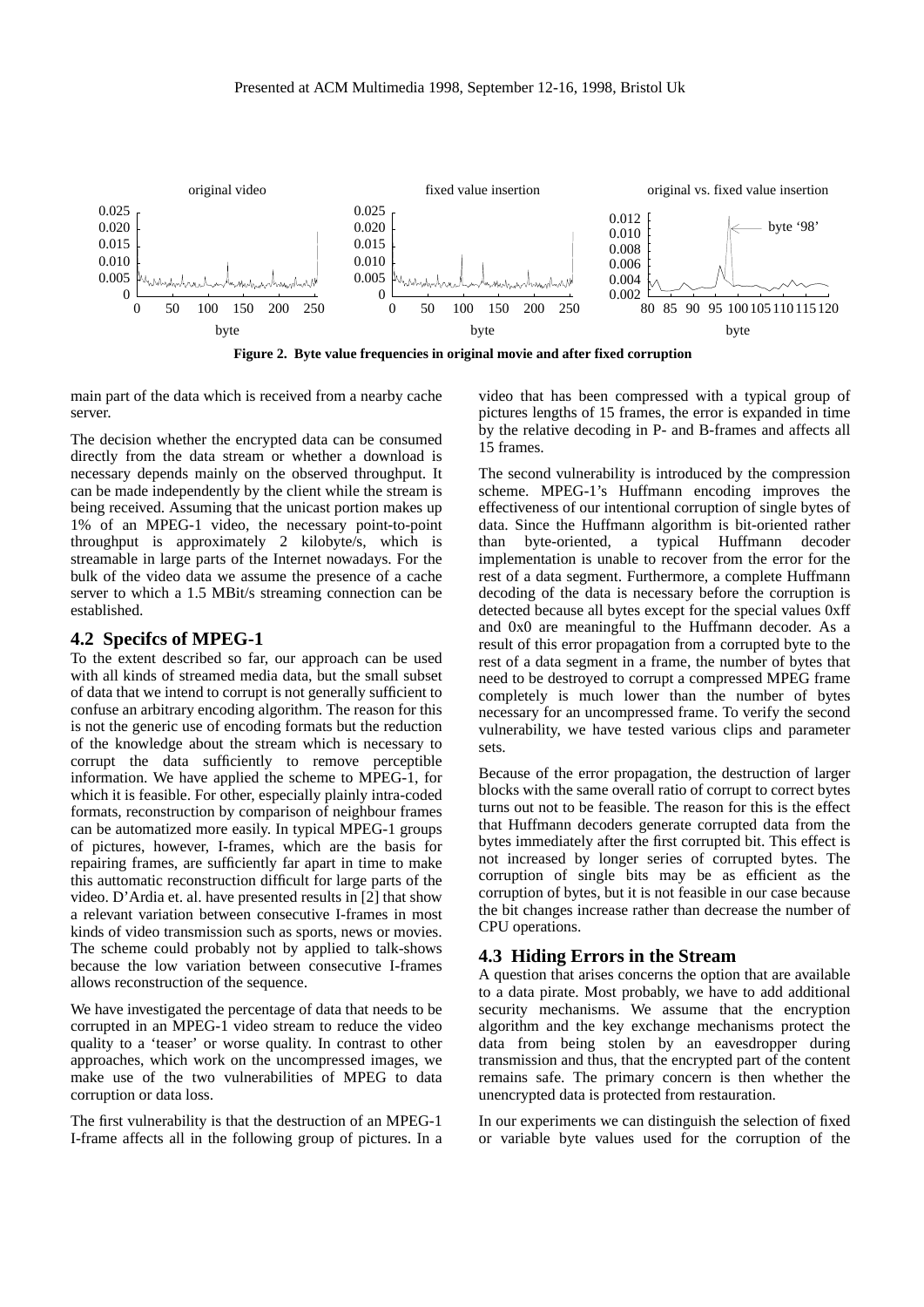Figure 2. Byte value frequencies in original movie and after fixed corruption

main part of the data which is received from a nearby cache server.

The decision whether the encrypted data can be consumed directly from the data stream or whether a download is necessary depends mainly on the observed throughput. It can be made independently by the client while the stream is being received. Assuming that the unicast portion makes up 1% of an MPEG-1 video, the necessary point-to-point throughput is approximately 2 kilobyte/s, which is streamable in large parts of the Internet nowadays. For the bulk of the video data we assume the presence of a cache server to which a 1.5 MBit/s streaming connection can be established.

## 4.2 Specifcs of MPEG-1

To the extent described so far, our approach can be used with all kinds of streamed media data, but the small subset of data that we intend to corrupt is not generally sufficient to confuse an arbitrary encoding algorithm. The reason for this is not the generic use of encoding formats but the reduction of the knowledge about the stream which is necessary to corrupt the data sufficiently to remove perceptible information. We have applied the scheme to MPEG-1, for which it is feasible. For other, especially plainly intra-coded formats, reconstruction by comparison of neighbour frames can be automatized more easily. In typical MPEG-1 groups of pictures, however, I-frames, which are the basis for repairing frames, are sufficiently far apart in time to make this auttomatic reconstruction difficult for large parts of the video. D'Ardia et. al. have presented results in [2] that show a relevant variation between consecutive I-frames in most kinds of video transmission such as sports, news or movies. The scheme could probably not by applied to talk-shows because the low variation between consecutive I-frames allows reconstruction of the sequence.

We have investigated the percentage of data that needs to be corrupted in an MPEG-1 video stream to reduce the video quality to a 'teaser' or worse quality. In contrast to other approaches, which work on the uncompressed images, we make use of the two vulnerabilities of MPEG to data corruption or data loss.

The first vulnerability is that the destruction of an MPEG-1 I-frame affects all in the following group of pictures. In a video that has been compressed with a typical group of pictures lengths of 15 frames, the error is expanded in time by the relative decoding in P- and B-frames and affects all 15 frames.

The second vulnerability is introduced by the compression scheme. MPEG-1's Huffmann encoding improves the effectiveness of our intentional corruption of single bytes of data. Since the Huffmann algorithm is bit-oriented rather than byte-oriented, a typical Huffmann decoder implementation is unable to recover from the error for the rest of a data segment. Furthermore, a complete Huffmann decoding of the data is necessary before the corruption is detected because all bytes except for the special values 0xff and 0x0 are meaningful to the Huffmann decoder. As a result of this error propagation from a corrupted byte to the rest of a data segment in a frame, the number of bytes that need to be destroyed to corrupt a compressed MPEG frame completely is much lower than the number of bytes necessary for an uncompressed frame. To verify the second vulnerability, we have tested various clips and parameter sets.

Because of the error propagation, the destruction of larger blocks with the same overall ratio of corrupt to correct bytes turns out not to be feasible. The reason for this is the effect that Huffmann decoders generate corrupted data from the bytes immediately after the first corrupted bit. This effect is not increased by longer series of corrupted bytes. The corruption of single bits may be as efficient as the corruption of bytes, but it is not feasible in our case because the bit changes increase rather than decrease the number of CPU operations.

## 4.3 Hiding Errors in the Stream

A question that arises concerns the option that are available to a data pirate. Most probably, we have to add additional security mechanisms. We assume that the encryption algorithm and the key exchange mechanisms protect the data from being stolen by an eavesdropper during transmission and thus, that the encrypted part of the content remains safe. The primary concern is then whether the unencrypted data is protected from restauration.

In our experiments we can distinguish the selection of fixed or variable byte values used for the corruption of the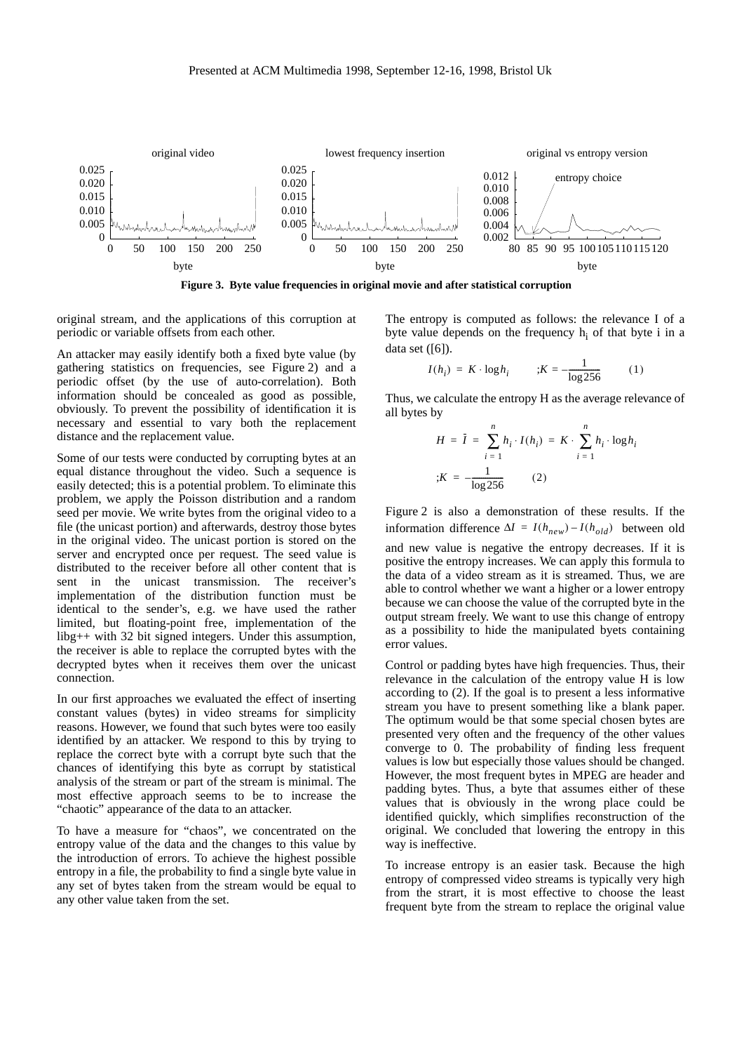Figure 3. Byte value frequencies in original movie and after statistical corruption

original stream, and the applications of this corruption at periodic or variable offsets from each other.

An attacker may easily identify both a fixed byte value (by gathering statistics on frequencies, see Figure 2) and a periodic offset (by the use of auto-correlation). Both information should be concealed as good as possible, obviously. To prevent the possibility of identification it is necessary and essential to vary both the replacement distance and the replacement value.

Some of our tests were conducted by corrupting bytes at an equal distance throughout the video. Such a sequence is easily detected; this is a potential problem. To eliminate this problem, we apply the Poisson distribution and a random seed per movie. We write bytes from the original video to a file (the unicast portion) and afterwards, destroy those bytes in the original video. The unicast portion is stored on the server and encrypted once per request. The seed value is distributed to the receiver before all other content that is sent in the unicast transmission. The receiver's implementation of the distribution function must be identical to the sender's, e.g. we have used the rather limited, but floating-point free, implementation of the libg++ with 32 bit signed integers. Under this assumption, the receiver is able to replace the corrupted bytes with the decrypted bytes when it receives them over the unicast connection.

In our first approaches we evaluated the effect of inserting constant values (bytes) in video streams for simplicity reasons. However, we found that such bytes were too easily identified by an attacker. We respond to this by trying to replace the correct byte with a corrupt byte such that the chances of identifying this byte as corrupt by statistical analysis of the stream or part of the stream is minimal. The most effective approach seems to be to increase the "chaotic" appearance of the data to an attacker.

To have a measure for "chaos", we concentrated on the entropy value of the data and the changes to this value by the introduction of errors. To achieve the highest possible entropy in a file, the probability to find a single byte value in any set of bytes taken from the stream would be equal to any other value taken from the set.

The entropy is computed as follows: the relevance I of a byte value depends on the frequency $h_i$ of that byte i in a data set ([6]).

$$I(h_i) = K \cdot \log h_i \qquad ;K = -\frac{1}{\log 256} \qquad (1)$$

Thus, we calculate the entropy H as the average relevance of all bytes by

$$H = \bar{I} = \sum_{i=1}^{n} h_i \cdot I(h_i) = K \cdot \sum_{i=1}^{n} h_i \cdot \log h_i$$

$$;K = -\frac{1}{\log 256} \qquad (2)$$

Figure 2 is also a demonstration of these results. If the information difference $\Delta I = I(h_{new}) - I(h_{old})$ between old and new value is negative the entropy decreases. If it is positive the entropy increases. We can apply this formula to the data of a video stream as it is streamed. Thus, we are able to control whether we want a higher or a lower entropy because we can choose the value of the corrupted byte in the output stream freely. We want to use this change of entropy as a possibility to hide the manipulated byets containing error values.

Control or padding bytes have high frequencies. Thus, their relevance in the calculation of the entropy value H is low according to (2). If the goal is to present a less informative stream you have to present something like a blank paper. The optimum would be that some special chosen bytes are presented very often and the frequency of the other values converge to 0. The probability of finding less frequent values is low but especially those values should be changed. However, the most frequent bytes in MPEG are header and padding bytes. Thus, a byte that assumes either of these values that is obviously in the wrong place could be identified quickly, which simplifies reconstruction of the original. We concluded that lowering the entropy in this way is ineffective.

To increase entropy is an easier task. Because the high entropy of compressed video streams is typically very high from the strart, it is most effective to choose the least frequent byte from the stream to replace the original value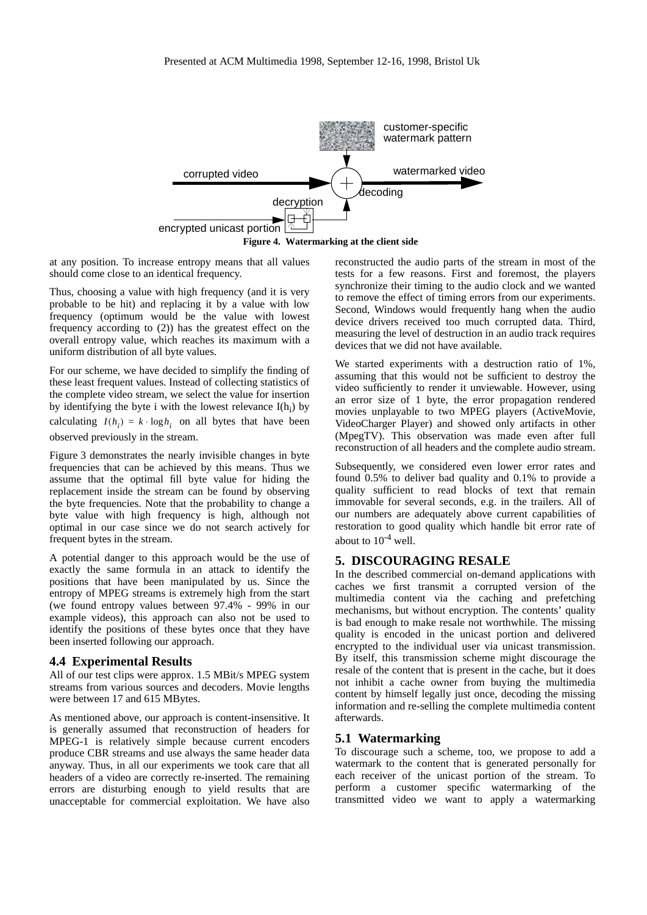**Figure 4. Watermarking at the client side**

at any position. To increase entropy means that all values should come close to an identical frequency.

Thus, choosing a value with high frequency (and it is very probable to be hit) and replacing it by a value with low frequency (optimum would be the value with lowest frequency according to (2)) has the greatest effect on the overall entropy value, which reaches its maximum with a uniform distribution of all byte values.

For our scheme, we have decided to simplify the finding of these least frequent values. Instead of collecting statistics of the complete video stream, we select the value for insertion by identifying the byte i with the lowest relevance $I(h_i)$ by calculating $I(h_i) = k \cdot \log h_i$ on all bytes that have been observed previously in the stream.

Figure 3 demonstrates the nearly invisible changes in byte frequencies that can be achieved by this means. Thus we assume that the optimal fill byte value for hiding the replacement inside the stream can be found by observing the byte frequencies. Note that the probability to change a byte value with high frequency is high, although not optimal in our case since we do not search actively for frequent bytes in the stream.

A potential danger to this approach would be the use of exactly the same formula in an attack to identify the positions that have been manipulated by us. Since the entropy of MPEG streams is extremely high from the start (we found entropy values between 97.4% - 99% in our example videos), this approach can also not be used to identify the positions of these bytes once that they have been inserted following our approach.

### 4.4 Experimental Results

All of our test clips were approx. 1.5 MBit/s MPEG system streams from various sources and decoders. Movie lengths were between 17 and 615 MBytes.

As mentioned above, our approach is content-insensitive. It is generally assumed that reconstruction of headers for MPEG-1 is relatively simple because current encoders produce CBR streams and use always the same header data anyway. Thus, in all our experiments we took care that all headers of a video are correctly re-inserted. The remaining errors are disturbing enough to yield results that are unacceptable for commercial exploitation. We have also reconstructed the audio parts of the stream in most of the tests for a few reasons. First and foremost, the players synchronize their timing to the audio clock and we wanted to remove the effect of timing errors from our experiments. Second, Windows would frequently hang when the audio device drivers received too much corrupted data. Third, measuring the level of destruction in an audio track requires devices that we did not have available.

We started experiments with a destruction ratio of 1%, assuming that this would not be sufficient to destroy the video sufficiently to render it unviewable. However, using an error size of 1 byte, the error propagation rendered movies unplayable to two MPEG players (ActiveMovie, VideoCharger Player) and showed only artifacts in other (MpegTV). This observation was made even after full reconstruction of all headers and the complete audio stream.

Subsequently, we considered even lower error rates and found 0.5% to deliver bad quality and 0.1% to provide a quality sufficient to read blocks of text that remain immovable for several seconds, e.g. in the trailers. All of our numbers are adequately above current capabilities of restoration to good quality which handle bit error rate of about to $10^{-4}$ well.

## 5. DISCOURAGING RESALE

In the described commercial on-demand applications with caches we first transmit a corrupted version of the multimedia content via the caching and prefetching mechanisms, but without encryption. The contents' quality is bad enough to make resale not worthwhile. The missing quality is encoded in the unicast portion and delivered encrypted to the individual user via unicast transmission. By itself, this transmission scheme might discourage the resale of the content that is present in the cache, but it does not inhibit a cache owner from buying the multimedia content by himself legally just once, decoding the missing information and re-selling the complete multimedia content afterwards.

### 5.1 Watermarking

To discourage such a scheme, too, we propose to add a watermark to the content that is generated personally for each receiver of the unicast portion of the stream. To perform a customer specific watermarking of the transmitted video we want to apply a watermarking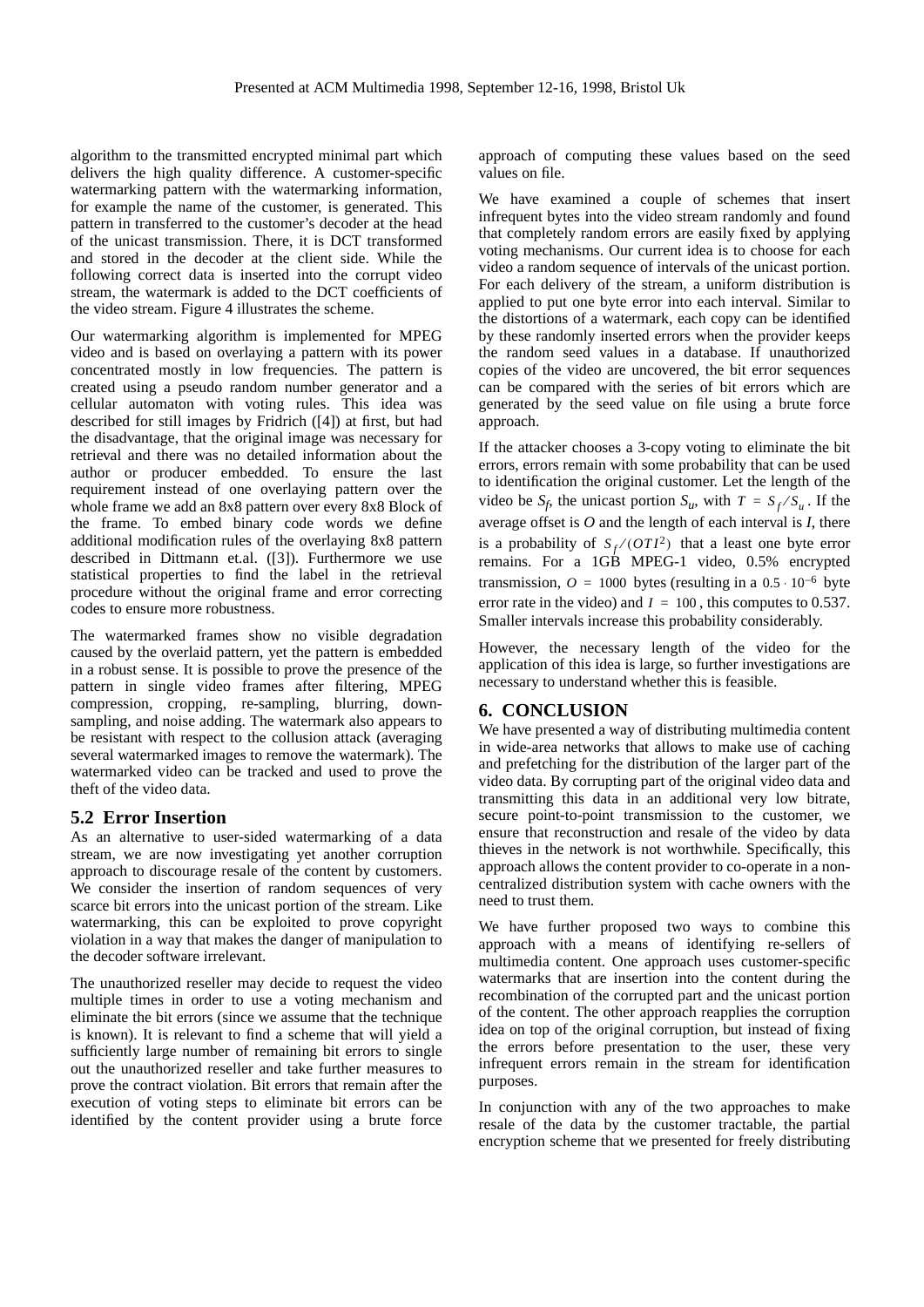algorithm to the transmitted encrypted minimal part which delivers the high quality difference. A customer-specific watermarking pattern with the watermarking information, for example the name of the customer, is generated. This pattern in transferred to the customer's decoder at the head of the unicast transmission. There, it is DCT transformed and stored in the decoder at the client side. While the following correct data is inserted into the corrupt video stream, the watermark is added to the DCT coefficients of the video stream. Figure 4 illustrates the scheme.

Our watermarking algorithm is implemented for MPEG video and is based on overlaying a pattern with its power concentrated mostly in low frequencies. The pattern is created using a pseudo random number generator and a cellular automaton with voting rules. This idea was described for still images by Fridrich ([4]) at first, but had the disadvantage, that the original image was necessary for retrieval and there was no detailed information about the author or producer embedded. To ensure the last requirement instead of one overlaying pattern over the whole frame we add an 8x8 pattern over every 8x8 Block of the frame. To embed binary code words we define additional modification rules of the overlaying 8x8 pattern described in Dittmann et.al. ([3]). Furthermore we use statistical properties to find the label in the retrieval procedure without the original frame and error correcting codes to ensure more robustness.

The watermarked frames show no visible degradation caused by the overlaid pattern, yet the pattern is embedded in a robust sense. It is possible to prove the presence of the pattern in single video frames after filtering, MPEG compression, cropping, re-sampling, blurring, down-sampling, and noise adding. The watermark also appears to be resistant with respect to the collusion attack (averaging several watermarked images to remove the watermark). The watermarked video can be tracked and used to prove the theft of the video data.

## 5.2 Error Insertion

As an alternative to user-sided watermarking of a data stream, we are now investigating yet another corruption approach to discourage resale of the content by customers. We consider the insertion of random sequences of very scarce bit errors into the unicast portion of the stream. Like watermarking, this can be exploited to prove copyright violation in a way that makes the danger of manipulation to the decoder software irrelevant.

The unauthorized reseller may decide to request the video multiple times in order to use a voting mechanism and eliminate the bit errors (since we assume that the technique is known). It is relevant to find a scheme that will yield a sufficiently large number of remaining bit errors to single out the unauthorized reseller and take further measures to prove the contract violation. Bit errors that remain after the execution of voting steps to eliminate bit errors can be identified by the content provider using a brute force approach of computing these values based on the seed values on file.

We have examined a couple of schemes that insert infrequent bytes into the video stream randomly and found that completely random errors are easily fixed by applying voting mechanisms. Our current idea is to choose for each video a random sequence of intervals of the unicast portion. For each delivery of the stream, a uniform distribution is applied to put one byte error into each interval. Similar to the distortions of a watermark, each copy can be identified by these randomly inserted errors when the provider keeps the random seed values in a database. If unauthorized copies of the video are uncovered, the bit error sequences can be compared with the series of bit errors which are generated by the seed value on file using a brute force approach.

If the attacker chooses a 3-copy voting to eliminate the bit errors, errors remain with some probability that can be used to identification the original customer. Let the length of the video be $S_f$, the unicast portion $S_u$, with $T = S_f / S_u$. If the average offset is $O$ and the length of each interval is $I$, there is a probability of $S_f / (OTI^2)$ that a least one byte error remains. For a 1GB MPEG-1 video, 0.5% encrypted transmission, $O = 1000$ bytes (resulting in a $0.5 \cdot 10^{-6}$ byte error rate in the video) and $I = 100$, this computes to 0.537. Smaller intervals increase this probability considerably.

However, the necessary length of the video for the application of this idea is large, so further investigations are necessary to understand whether this is feasible.

# 6. CONCLUSION

We have presented a way of distributing multimedia content in wide-area networks that allows to make use of caching and prefetching for the distribution of the larger part of the video data. By corrupting part of the original video data and transmitting this data in an additional very low bitrate, secure point-to-point transmission to the customer, we ensure that reconstruction and resale of the video by data thieves in the network is not worthwhile. Specifically, this approach allows the content provider to co-operate in a non-centralized distribution system with cache owners with the need to trust them.

We have further proposed two ways to combine this approach with a means of identifying re-sellers of multimedia content. One approach uses customer-specific watermarks that are insertion into the content during the recombination of the corrupted part and the unicast portion of the content. The other approach reapplies the corruption idea on top of the original corruption, but instead of fixing the errors before presentation to the user, these very infrequent errors remain in the stream for identification purposes.

In conjunction with any of the two approaches to make resale of the data by the customer tractable, the partial encryption scheme that we presented for freely distributing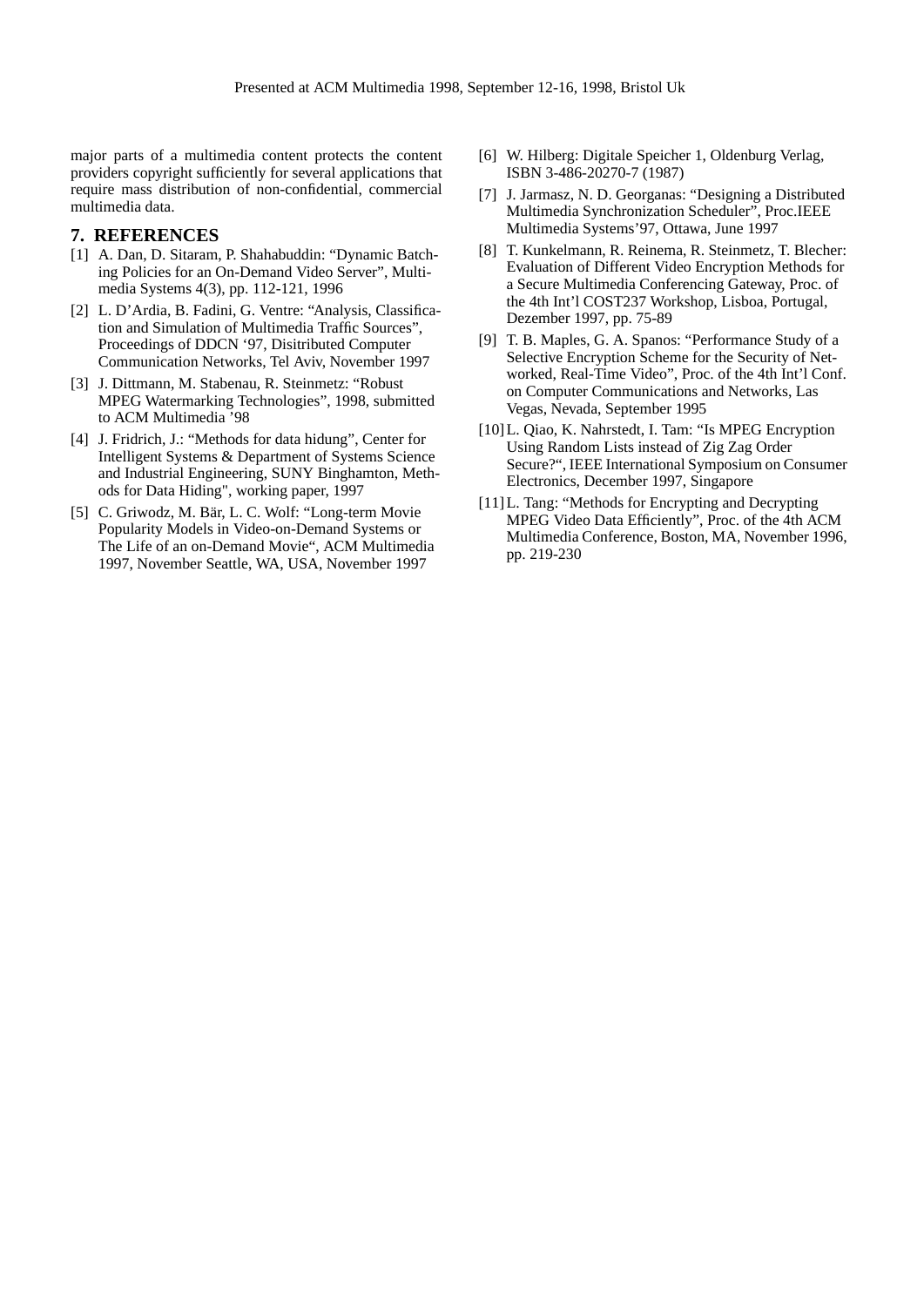major parts of a multimedia content protects the content providers copyright sufficiently for several applications that require mass distribution of non-confidential, commercial multimedia data.

## 7. REFERENCES

[1] A. Dan, D. Sitaram, P. Shahabuddin: "Dynamic Batching Policies for an On-Demand Video Server", Multimedia Systems 4(3), pp. 112-121, 1996

[2] L. D'Ardia, B. Fadini, G. Ventre: "Analysis, Classification and Simulation of Multimedia Traffic Sources", Proceedings of DDCN '97, Disitributed Computer Communication Networks, Tel Aviv, November 1997

[3] J. Dittmann, M. Stabenau, R. Steinmetz: "Robust MPEG Watermarking Technologies", 1998, submitted to ACM Multimedia '98

[4] J. Fridrich, J.: "Methods for data hidung", Center for Intelligent Systems & Department of Systems Science and Industrial Engineering, SUNY Binghamton, Methods for Data Hiding", working paper, 1997

[5] C. Griwodz, M. Bär, L. C. Wolf: "Long-term Movie Popularity Models in Video-on-Demand Systems or The Life of an on-Demand Movie", ACM Multimedia 1997, November Seattle, WA, USA, November 1997

[6] W. Hilberg: Digitale Speicher 1, Oldenburg Verlag, ISBN 3-486-20270-7 (1987)

[7] J. Jarmasz, N. D. Georganas: "Designing a Distributed Multimedia Synchronization Scheduler", Proc.IEEE Multimedia Systems'97, Ottawa, June 1997

[8] T. Kunkelmann, R. Reinema, R. Steinmetz, T. Blecher: Evaluation of Different Video Encryption Methods for a Secure Multimedia Conferencing Gateway, Proc. of the 4th Int'l COST237 Workshop, Lisboa, Portugal, Dezember 1997, pp. 75-89

[9] T. B. Maples, G. A. Spanos: "Performance Study of a Selective Encryption Scheme for the Security of Networked, Real-Time Video", Proc. of the 4th Int'l Conf. on Computer Communications and Networks, Las Vegas, Nevada, September 1995

[10] L. Qiao, K. Nahrstedt, I. Tam: "Is MPEG Encryption Using Random Lists instead of Zig Zag Order Secure?", IEEE International Symposium on Consumer Electronics, December 1997, Singapore

[11] L. Tang: "Methods for Encrypting and Decrypting MPEG Video Data Efficiently", Proc. of the 4th ACM Multimedia Conference, Boston, MA, November 1996, pp. 219-230